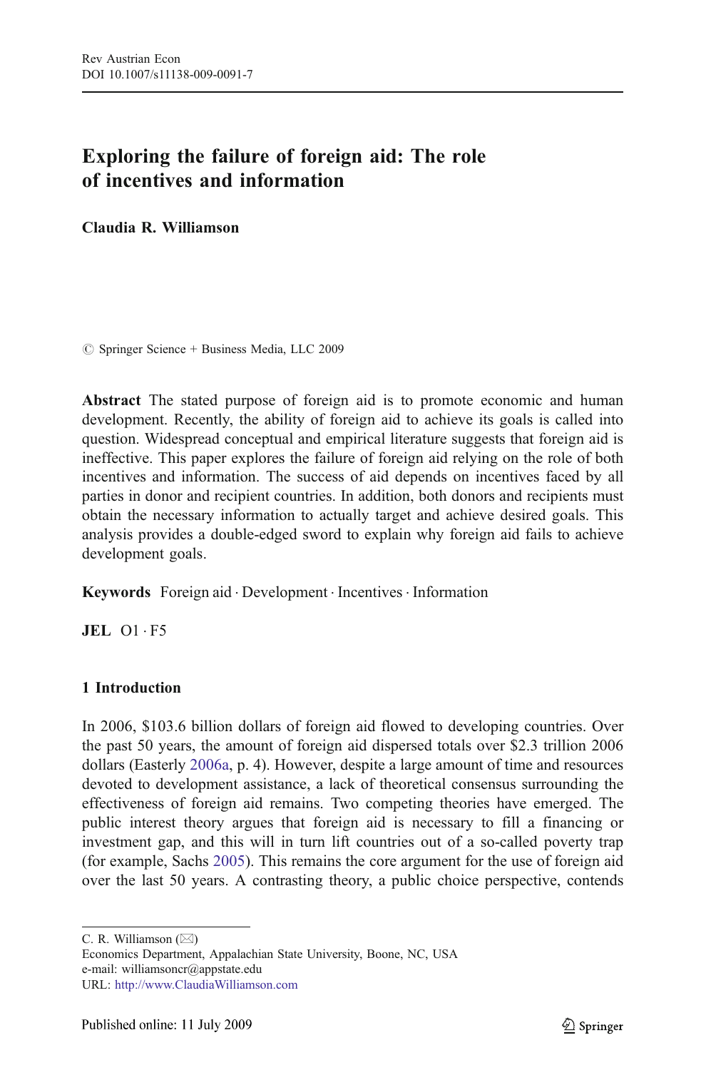# Exploring the failure of foreign aid: The role of incentives and information

**Claudia R. Williamson**

© Springer Science + Business Media, LLC 2009

**Abstract** The stated purpose of foreign aid is to promote economic and human development. Recently, the ability of foreign aid to achieve its goals is called into question. Widespread conceptual and empirical literature suggests that foreign aid is ineffective. This paper explores the failure of foreign aid relying on the role of both incentives and information. The success of aid depends on incentives faced by all parties in donor and recipient countries. In addition, both donors and recipients must obtain the necessary information to actually target and achieve desired goals. This analysis provides a double-edged sword to explain why foreign aid fails to achieve development goals.

**Keywords** Foreign aid · Development · Incentives · Information

**JEL** O1 · F5

## 1 Introduction

In 2006, $103.6 billion dollars of foreign aid flowed to developing countries. Over the past 50 years, the amount of foreign aid dispersed totals over $2.3 trillion 2006 dollars (Easterly 2006a, p. 4). However, despite a large amount of time and resources devoted to development assistance, a lack of theoretical consensus surrounding the effectiveness of foreign aid remains. Two competing theories have emerged. The public interest theory argues that foreign aid is necessary to fill a financing or investment gap, and this will in turn lift countries out of a so-called poverty trap (for example, Sachs 2005). This remains the core argument for the use of foreign aid over the last 50 years. A contrasting theory, a public choice perspective, contends

C. R. Williamson (✉)
Economics Department, Appalachian State University, Boone, NC, USA
e-mail: williamsoncr@appstate.edu
URL: http://www.ClaudiaWilliamson.com

Published online: 11 July 2009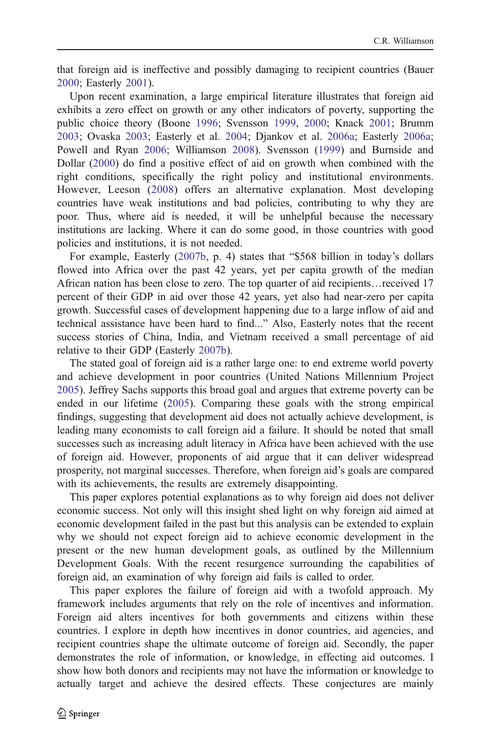that foreign aid is ineffective and possibly damaging to recipient countries (Bauer 2000; Easterly 2001).

Upon recent examination, a large empirical literature illustrates that foreign aid exhibits a zero effect on growth or any other indicators of poverty, supporting the public choice theory (Boone 1996; Svensson 1999, 2000; Knack 2001; Brumm 2003; Ovaska 2003; Easterly et al. 2004; Djankov et al. 2006a; Easterly 2006a; Powell and Ryan 2006; Williamson 2008). Svensson (1999) and Burnside and Dollar (2000) do find a positive effect of aid on growth when combined with the right conditions, specifically the right policy and institutional environments. However, Leeson (2008) offers an alternative explanation. Most developing countries have weak institutions and bad policies, contributing to why they are poor. Thus, where aid is needed, it will be unhelpful because the necessary institutions are lacking. Where it can do some good, in those countries with good policies and institutions, it is not needed.

For example, Easterly (2007b, p. 4) states that "$568 billion in today's dollars flowed into Africa over the past 42 years, yet per capita growth of the median African nation has been close to zero. The top quarter of aid recipients…received 17 percent of their GDP in aid over those 42 years, yet also had near-zero per capita growth. Successful cases of development happening due to a large inflow of aid and technical assistance have been hard to find..." Also, Easterly notes that the recent success stories of China, India, and Vietnam received a small percentage of aid relative to their GDP (Easterly 2007b).

The stated goal of foreign aid is a rather large one: to end extreme world poverty and achieve development in poor countries (United Nations Millennium Project 2005). Jeffrey Sachs supports this broad goal and argues that extreme poverty can be ended in our lifetime (2005). Comparing these goals with the strong empirical findings, suggesting that development aid does not actually achieve development, is leading many economists to call foreign aid a failure. It should be noted that small successes such as increasing adult literacy in Africa have been achieved with the use of foreign aid. However, proponents of aid argue that it can deliver widespread prosperity, not marginal successes. Therefore, when foreign aid's goals are compared with its achievements, the results are extremely disappointing.

This paper explores potential explanations as to why foreign aid does not deliver economic success. Not only will this insight shed light on why foreign aid aimed at economic development failed in the past but this analysis can be extended to explain why we should not expect foreign aid to achieve economic development in the present or the new human development goals, as outlined by the Millennium Development Goals. With the recent resurgence surrounding the capabilities of foreign aid, an examination of why foreign aid fails is called to order.

This paper explores the failure of foreign aid with a twofold approach. My framework includes arguments that rely on the role of incentives and information. Foreign aid alters incentives for both governments and citizens within these countries. I explore in depth how incentives in donor countries, aid agencies, and recipient countries shape the ultimate outcome of foreign aid. Secondly, the paper demonstrates the role of information, or knowledge, in effecting aid outcomes. I show how both donors and recipients may not have the information or knowledge to actually target and achieve the desired effects. These conjectures are mainly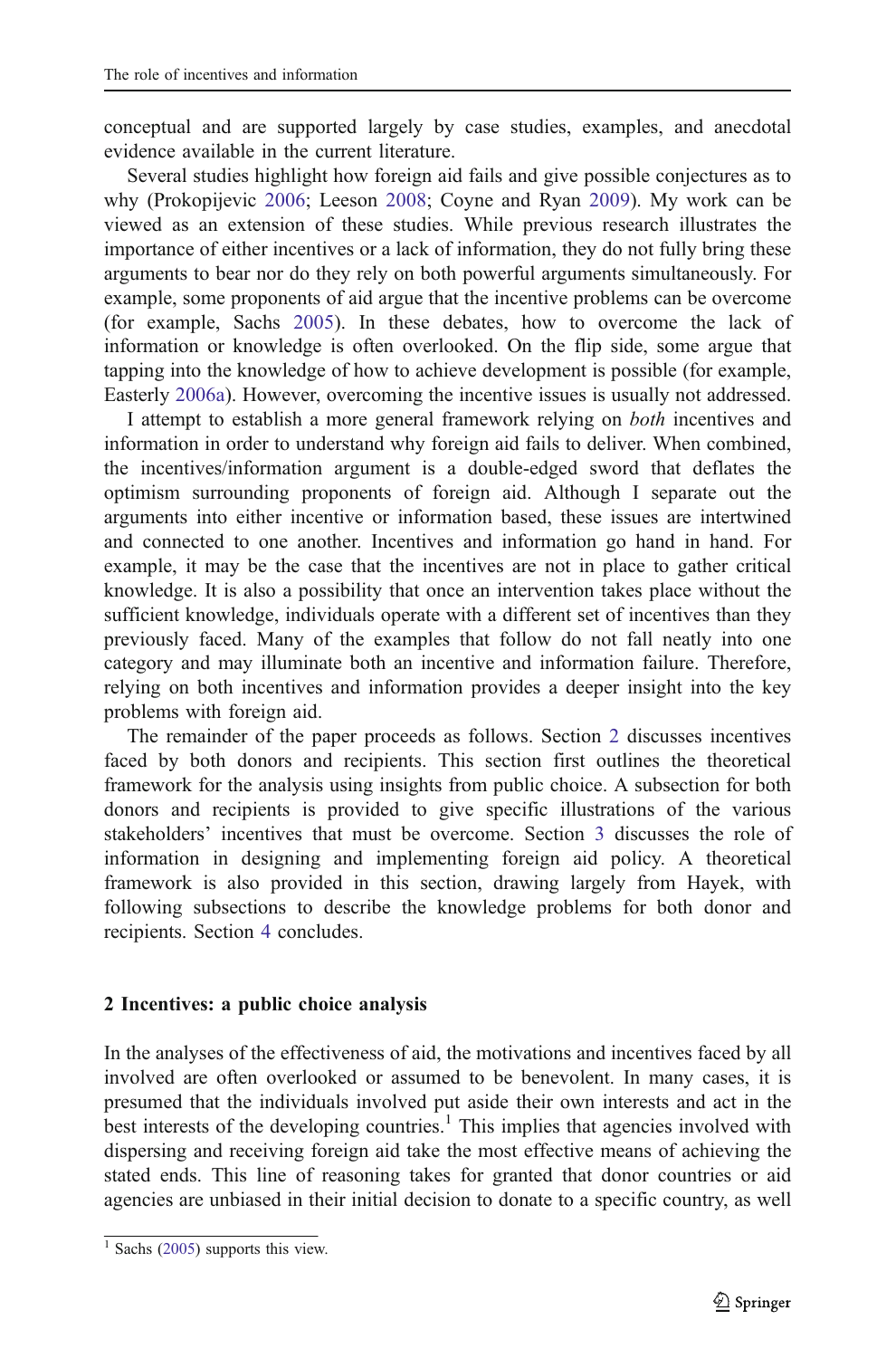conceptual and are supported largely by case studies, examples, and anecdotal evidence available in the current literature.

Several studies highlight how foreign aid fails and give possible conjectures as to why (Prokopijevic 2006; Leeson 2008; Coyne and Ryan 2009). My work can be viewed as an extension of these studies. While previous research illustrates the importance of either incentives or a lack of information, they do not fully bring these arguments to bear nor do they rely on both powerful arguments simultaneously. For example, some proponents of aid argue that the incentive problems can be overcome (for example, Sachs 2005). In these debates, how to overcome the lack of information or knowledge is often overlooked. On the flip side, some argue that tapping into the knowledge of how to achieve development is possible (for example, Easterly 2006a). However, overcoming the incentive issues is usually not addressed.

I attempt to establish a more general framework relying on *both* incentives and information in order to understand why foreign aid fails to deliver. When combined, the incentives/information argument is a double-edged sword that deflates the optimism surrounding proponents of foreign aid. Although I separate out the arguments into either incentive or information based, these issues are intertwined and connected to one another. Incentives and information go hand in hand. For example, it may be the case that the incentives are not in place to gather critical knowledge. It is also a possibility that once an intervention takes place without the sufficient knowledge, individuals operate with a different set of incentives than they previously faced. Many of the examples that follow do not fall neatly into one category and may illuminate both an incentive and information failure. Therefore, relying on both incentives and information provides a deeper insight into the key problems with foreign aid.

The remainder of the paper proceeds as follows. Section 2 discusses incentives faced by both donors and recipients. This section first outlines the theoretical framework for the analysis using insights from public choice. A subsection for both donors and recipients is provided to give specific illustrations of the various stakeholders' incentives that must be overcome. Section 3 discusses the role of information in designing and implementing foreign aid policy. A theoretical framework is also provided in this section, drawing largely from Hayek, with following subsections to describe the knowledge problems for both donor and recipients. Section 4 concludes.

## 2 Incentives: a public choice analysis

In the analyses of the effectiveness of aid, the motivations and incentives faced by all involved are often overlooked or assumed to be benevolent. In many cases, it is presumed that the individuals involved put aside their own interests and act in the best interests of the developing countries.[1] This implies that agencies involved with dispersing and receiving foreign aid take the most effective means of achieving the stated ends. This line of reasoning takes for granted that donor countries or aid agencies are unbiased in their initial decision to donate to a specific country, as well

[1] Sachs (2005) supports this view.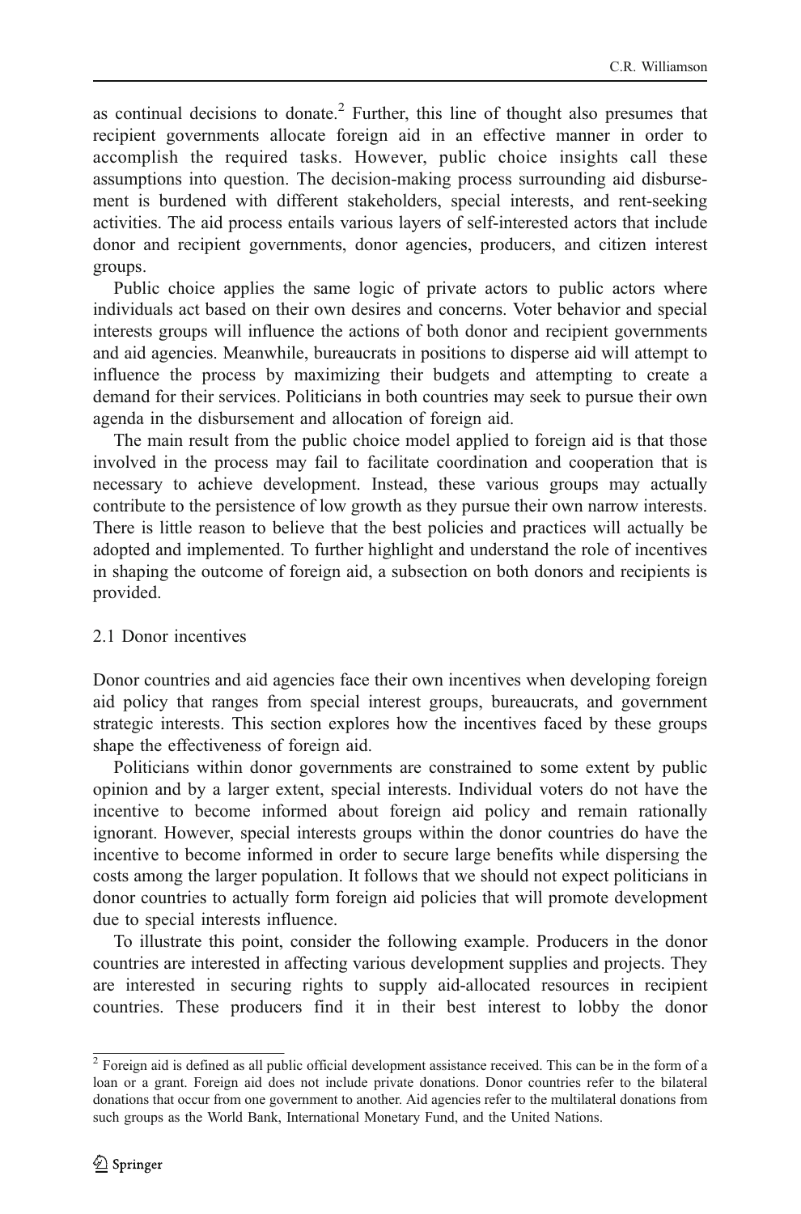as continual decisions to donate.[2] Further, this line of thought also presumes that recipient governments allocate foreign aid in an effective manner in order to accomplish the required tasks. However, public choice insights call these assumptions into question. The decision-making process surrounding aid disbursement is burdened with different stakeholders, special interests, and rent-seeking activities. The aid process entails various layers of self-interested actors that include donor and recipient governments, donor agencies, producers, and citizen interest groups.

Public choice applies the same logic of private actors to public actors where individuals act based on their own desires and concerns. Voter behavior and special interests groups will influence the actions of both donor and recipient governments and aid agencies. Meanwhile, bureaucrats in positions to disperse aid will attempt to influence the process by maximizing their budgets and attempting to create a demand for their services. Politicians in both countries may seek to pursue their own agenda in the disbursement and allocation of foreign aid.

The main result from the public choice model applied to foreign aid is that those involved in the process may fail to facilitate coordination and cooperation that is necessary to achieve development. Instead, these various groups may actually contribute to the persistence of low growth as they pursue their own narrow interests. There is little reason to believe that the best policies and practices will actually be adopted and implemented. To further highlight and understand the role of incentives in shaping the outcome of foreign aid, a subsection on both donors and recipients is provided.

## 2.1 Donor incentives

Donor countries and aid agencies face their own incentives when developing foreign aid policy that ranges from special interest groups, bureaucrats, and government strategic interests. This section explores how the incentives faced by these groups shape the effectiveness of foreign aid.

Politicians within donor governments are constrained to some extent by public opinion and by a larger extent, special interests. Individual voters do not have the incentive to become informed about foreign aid policy and remain rationally ignorant. However, special interests groups within the donor countries do have the incentive to become informed in order to secure large benefits while dispersing the costs among the larger population. It follows that we should not expect politicians in donor countries to actually form foreign aid policies that will promote development due to special interests influence.

To illustrate this point, consider the following example. Producers in the donor countries are interested in affecting various development supplies and projects. They are interested in securing rights to supply aid-allocated resources in recipient countries. These producers find it in their best interest to lobby the donor

---

[2] Foreign aid is defined as all public official development assistance received. This can be in the form of a loan or a grant. Foreign aid does not include private donations. Donor countries refer to the bilateral donations that occur from one government to another. Aid agencies refer to the multilateral donations from such groups as the World Bank, International Monetary Fund, and the United Nations.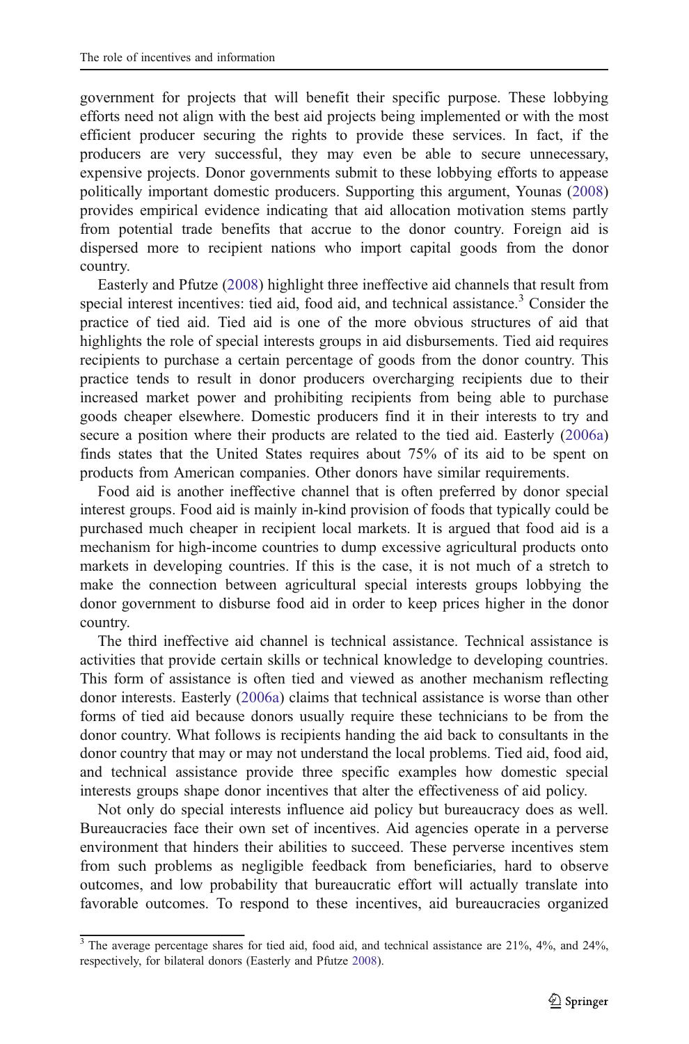government for projects that will benefit their specific purpose. These lobbying efforts need not align with the best aid projects being implemented or with the most efficient producer securing the rights to provide these services. In fact, if the producers are very successful, they may even be able to secure unnecessary, expensive projects. Donor governments submit to these lobbying efforts to appease politically important domestic producers. Supporting this argument, Younas (2008) provides empirical evidence indicating that aid allocation motivation stems partly from potential trade benefits that accrue to the donor country. Foreign aid is dispersed more to recipient nations who import capital goods from the donor country.

Easterly and Pfutze (2008) highlight three ineffective aid channels that result from special interest incentives: tied aid, food aid, and technical assistance.[3] Consider the practice of tied aid. Tied aid is one of the more obvious structures of aid that highlights the role of special interests groups in aid disbursements. Tied aid requires recipients to purchase a certain percentage of goods from the donor country. This practice tends to result in donor producers overcharging recipients due to their increased market power and prohibiting recipients from being able to purchase goods cheaper elsewhere. Domestic producers find it in their interests to try and secure a position where their products are related to the tied aid. Easterly (2006a) finds states that the United States requires about 75% of its aid to be spent on products from American companies. Other donors have similar requirements.

Food aid is another ineffective channel that is often preferred by donor special interest groups. Food aid is mainly in-kind provision of foods that typically could be purchased much cheaper in recipient local markets. It is argued that food aid is a mechanism for high-income countries to dump excessive agricultural products onto markets in developing countries. If this is the case, it is not much of a stretch to make the connection between agricultural special interests groups lobbying the donor government to disburse food aid in order to keep prices higher in the donor country.

The third ineffective aid channel is technical assistance. Technical assistance is activities that provide certain skills or technical knowledge to developing countries. This form of assistance is often tied and viewed as another mechanism reflecting donor interests. Easterly (2006a) claims that technical assistance is worse than other forms of tied aid because donors usually require these technicians to be from the donor country. What follows is recipients handing the aid back to consultants in the donor country that may or may not understand the local problems. Tied aid, food aid, and technical assistance provide three specific examples how domestic special interests groups shape donor incentives that alter the effectiveness of aid policy.

Not only do special interests influence aid policy but bureaucracy does as well. Bureaucracies face their own set of incentives. Aid agencies operate in a perverse environment that hinders their abilities to succeed. These perverse incentives stem from such problems as negligible feedback from beneficiaries, hard to observe outcomes, and low probability that bureaucratic effort will actually translate into favorable outcomes. To respond to these incentives, aid bureaucracies organized

[3] The average percentage shares for tied aid, food aid, and technical assistance are 21%, 4%, and 24%, respectively, for bilateral donors (Easterly and Pfutze 2008).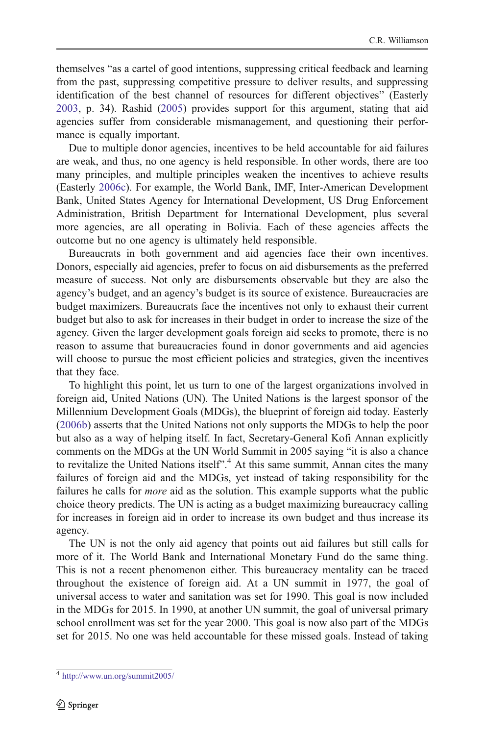themselves "as a cartel of good intentions, suppressing critical feedback and learning from the past, suppressing competitive pressure to deliver results, and suppressing identification of the best channel of resources for different objectives" (Easterly 2003, p. 34). Rashid (2005) provides support for this argument, stating that aid agencies suffer from considerable mismanagement, and questioning their performance is equally important.

Due to multiple donor agencies, incentives to be held accountable for aid failures are weak, and thus, no one agency is held responsible. In other words, there are too many principles, and multiple principles weaken the incentives to achieve results (Easterly 2006c). For example, the World Bank, IMF, Inter-American Development Bank, United States Agency for International Development, US Drug Enforcement Administration, British Department for International Development, plus several more agencies, are all operating in Bolivia. Each of these agencies affects the outcome but no one agency is ultimately held responsible.

Bureaucrats in both government and aid agencies face their own incentives. Donors, especially aid agencies, prefer to focus on aid disbursements as the preferred measure of success. Not only are disbursements observable but they are also the agency's budget, and an agency's budget is its source of existence. Bureaucracies are budget maximizers. Bureaucrats face the incentives not only to exhaust their current budget but also to ask for increases in their budget in order to increase the size of the agency. Given the larger development goals foreign aid seeks to promote, there is no reason to assume that bureaucracies found in donor governments and aid agencies will choose to pursue the most efficient policies and strategies, given the incentives that they face.

To highlight this point, let us turn to one of the largest organizations involved in foreign aid, United Nations (UN). The United Nations is the largest sponsor of the Millennium Development Goals (MDGs), the blueprint of foreign aid today. Easterly (2006b) asserts that the United Nations not only supports the MDGs to help the poor but also as a way of helping itself. In fact, Secretary-General Kofi Annan explicitly comments on the MDGs at the UN World Summit in 2005 saying "it is also a chance to revitalize the United Nations itself".[4] At this same summit, Annan cites the many failures of foreign aid and the MDGs, yet instead of taking responsibility for the failures he calls for *more* aid as the solution. This example supports what the public choice theory predicts. The UN is acting as a budget maximizing bureaucracy calling for increases in foreign aid in order to increase its own budget and thus increase its agency.

The UN is not the only aid agency that points out aid failures but still calls for more of it. The World Bank and International Monetary Fund do the same thing. This is not a recent phenomenon either. This bureaucracy mentality can be traced throughout the existence of foreign aid. At a UN summit in 1977, the goal of universal access to water and sanitation was set for 1990. This goal is now included in the MDGs for 2015. In 1990, at another UN summit, the goal of universal primary school enrollment was set for the year 2000. This goal is now also part of the MDGs set for 2015. No one was held accountable for these missed goals. Instead of taking

[4] http://www.un.org/summit2005/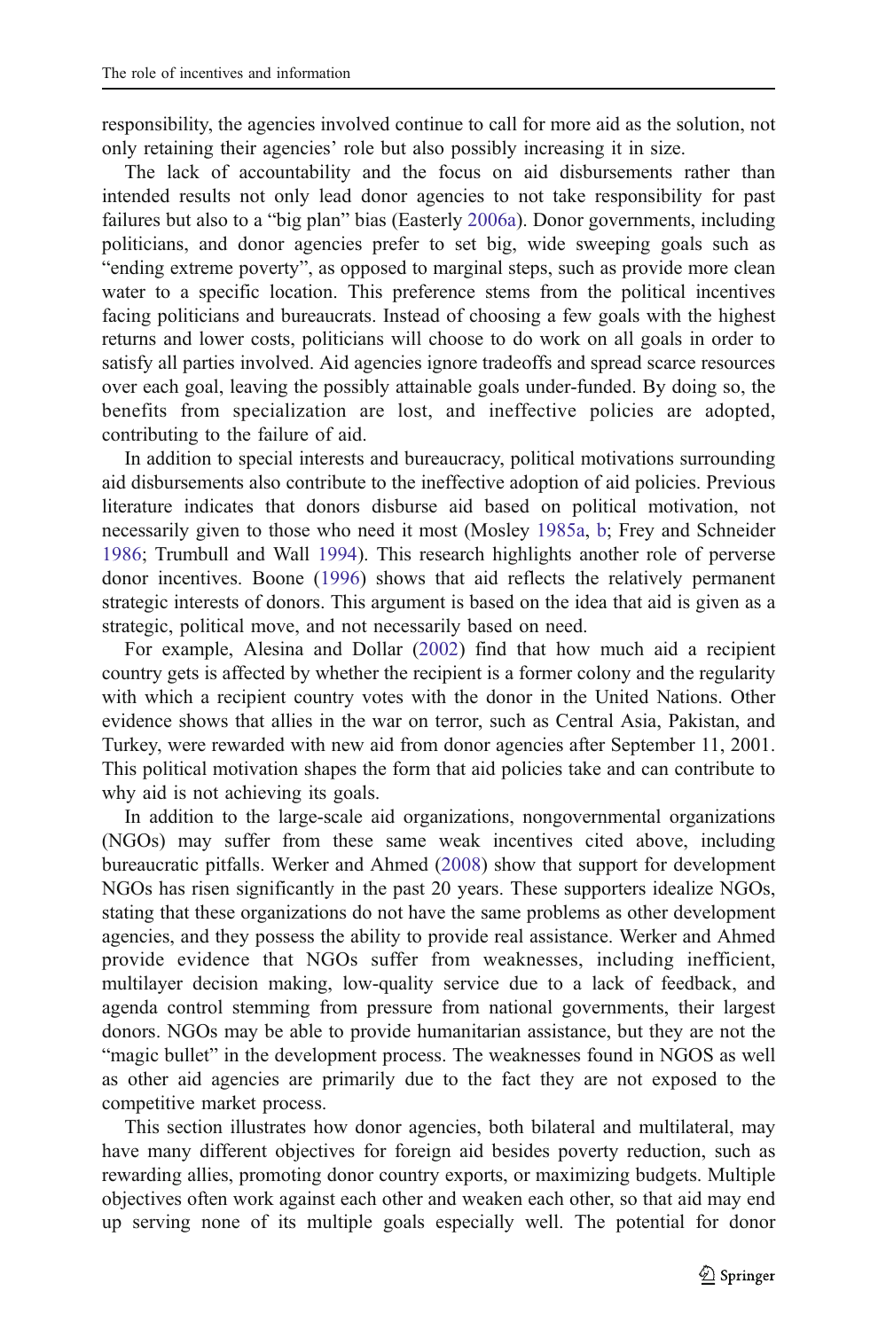responsibility, the agencies involved continue to call for more aid as the solution, not only retaining their agencies' role but also possibly increasing it in size.

The lack of accountability and the focus on aid disbursements rather than intended results not only lead donor agencies to not take responsibility for past failures but also to a "big plan" bias (Easterly 2006a). Donor governments, including politicians, and donor agencies prefer to set big, wide sweeping goals such as "ending extreme poverty", as opposed to marginal steps, such as provide more clean water to a specific location. This preference stems from the political incentives facing politicians and bureaucrats. Instead of choosing a few goals with the highest returns and lower costs, politicians will choose to do work on all goals in order to satisfy all parties involved. Aid agencies ignore tradeoffs and spread scarce resources over each goal, leaving the possibly attainable goals under-funded. By doing so, the benefits from specialization are lost, and ineffective policies are adopted, contributing to the failure of aid.

In addition to special interests and bureaucracy, political motivations surrounding aid disbursements also contribute to the ineffective adoption of aid policies. Previous literature indicates that donors disburse aid based on political motivation, not necessarily given to those who need it most (Mosley 1985a, b; Frey and Schneider 1986; Trumbull and Wall 1994). This research highlights another role of perverse donor incentives. Boone (1996) shows that aid reflects the relatively permanent strategic interests of donors. This argument is based on the idea that aid is given as a strategic, political move, and not necessarily based on need.

For example, Alesina and Dollar (2002) find that how much aid a recipient country gets is affected by whether the recipient is a former colony and the regularity with which a recipient country votes with the donor in the United Nations. Other evidence shows that allies in the war on terror, such as Central Asia, Pakistan, and Turkey, were rewarded with new aid from donor agencies after September 11, 2001. This political motivation shapes the form that aid policies take and can contribute to why aid is not achieving its goals.

In addition to the large-scale aid organizations, nongovernmental organizations (NGOs) may suffer from these same weak incentives cited above, including bureaucratic pitfalls. Werker and Ahmed (2008) show that support for development NGOs has risen significantly in the past 20 years. These supporters idealize NGOs, stating that these organizations do not have the same problems as other development agencies, and they possess the ability to provide real assistance. Werker and Ahmed provide evidence that NGOs suffer from weaknesses, including inefficient, multilayer decision making, low-quality service due to a lack of feedback, and agenda control stemming from pressure from national governments, their largest donors. NGOs may be able to provide humanitarian assistance, but they are not the "magic bullet" in the development process. The weaknesses found in NGOS as well as other aid agencies are primarily due to the fact they are not exposed to the competitive market process.

This section illustrates how donor agencies, both bilateral and multilateral, may have many different objectives for foreign aid besides poverty reduction, such as rewarding allies, promoting donor country exports, or maximizing budgets. Multiple objectives often work against each other and weaken each other, so that aid may end up serving none of its multiple goals especially well. The potential for donor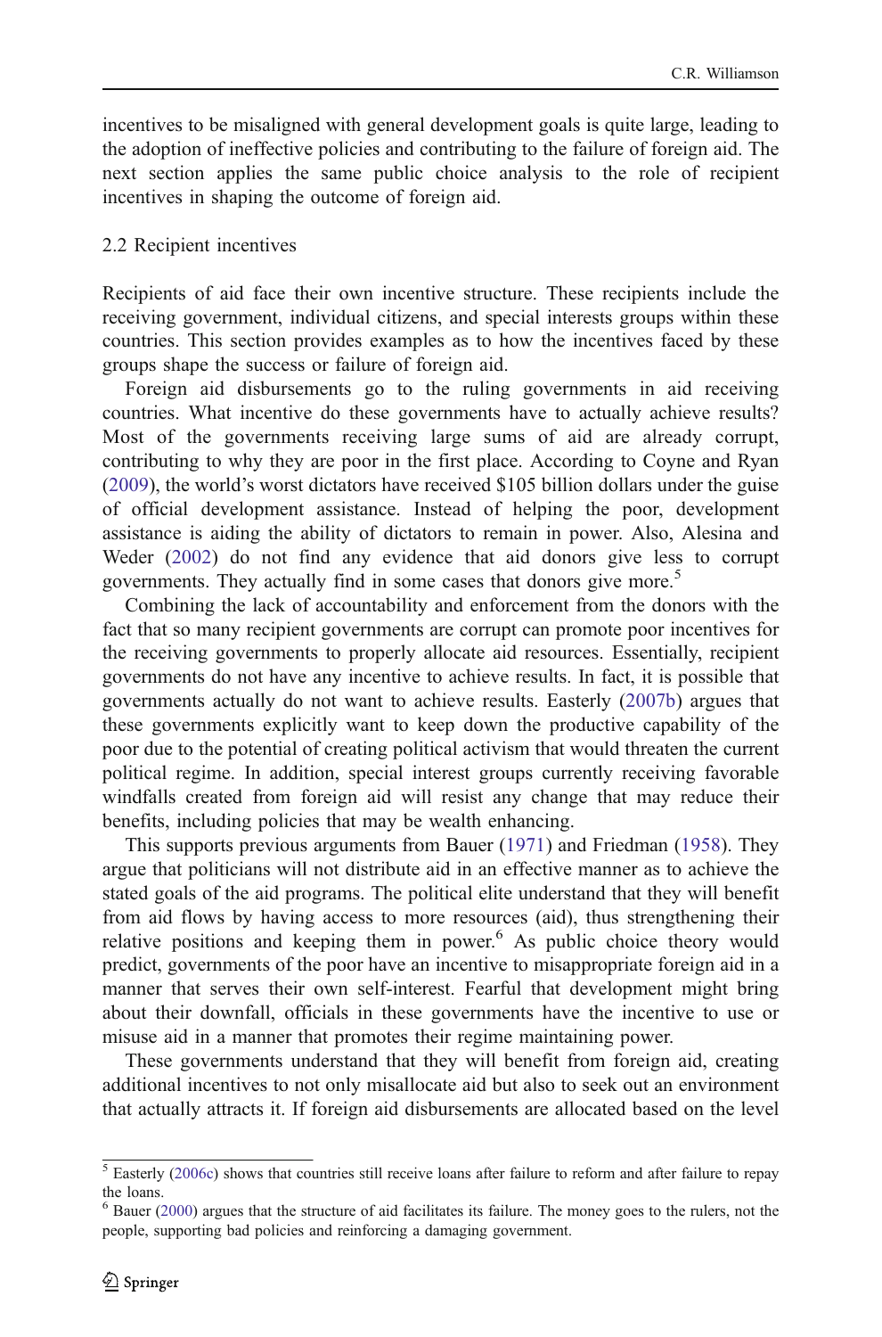incentives to be misaligned with general development goals is quite large, leading to the adoption of ineffective policies and contributing to the failure of foreign aid. The next section applies the same public choice analysis to the role of recipient incentives in shaping the outcome of foreign aid.

### 2.2 Recipient incentives

Recipients of aid face their own incentive structure. These recipients include the receiving government, individual citizens, and special interests groups within these countries. This section provides examples as to how the incentives faced by these groups shape the success or failure of foreign aid.

Foreign aid disbursements go to the ruling governments in aid receiving countries. What incentive do these governments have to actually achieve results? Most of the governments receiving large sums of aid are already corrupt, contributing to why they are poor in the first place. According to Coyne and Ryan (2009), the world's worst dictators have received $105 billion dollars under the guise of official development assistance. Instead of helping the poor, development assistance is aiding the ability of dictators to remain in power. Also, Alesina and Weder (2002) do not find any evidence that aid donors give less to corrupt governments. They actually find in some cases that donors give more.[5]

Combining the lack of accountability and enforcement from the donors with the fact that so many recipient governments are corrupt can promote poor incentives for the receiving governments to properly allocate aid resources. Essentially, recipient governments do not have any incentive to achieve results. In fact, it is possible that governments actually do not want to achieve results. Easterly (2007b) argues that these governments explicitly want to keep down the productive capability of the poor due to the potential of creating political activism that would threaten the current political regime. In addition, special interest groups currently receiving favorable windfalls created from foreign aid will resist any change that may reduce their benefits, including policies that may be wealth enhancing.

This supports previous arguments from Bauer (1971) and Friedman (1958). They argue that politicians will not distribute aid in an effective manner as to achieve the stated goals of the aid programs. The political elite understand that they will benefit from aid flows by having access to more resources (aid), thus strengthening their relative positions and keeping them in power.[6] As public choice theory would predict, governments of the poor have an incentive to misappropriate foreign aid in a manner that serves their own self-interest. Fearful that development might bring about their downfall, officials in these governments have the incentive to use or misuse aid in a manner that promotes their regime maintaining power.

These governments understand that they will benefit from foreign aid, creating additional incentives to not only misallocate aid but also to seek out an environment that actually attracts it. If foreign aid disbursements are allocated based on the level

[5] Easterly (2006c) shows that countries still receive loans after failure to reform and after failure to repay the loans.

[6] Bauer (2000) argues that the structure of aid facilitates its failure. The money goes to the rulers, not the people, supporting bad policies and reinforcing a damaging government.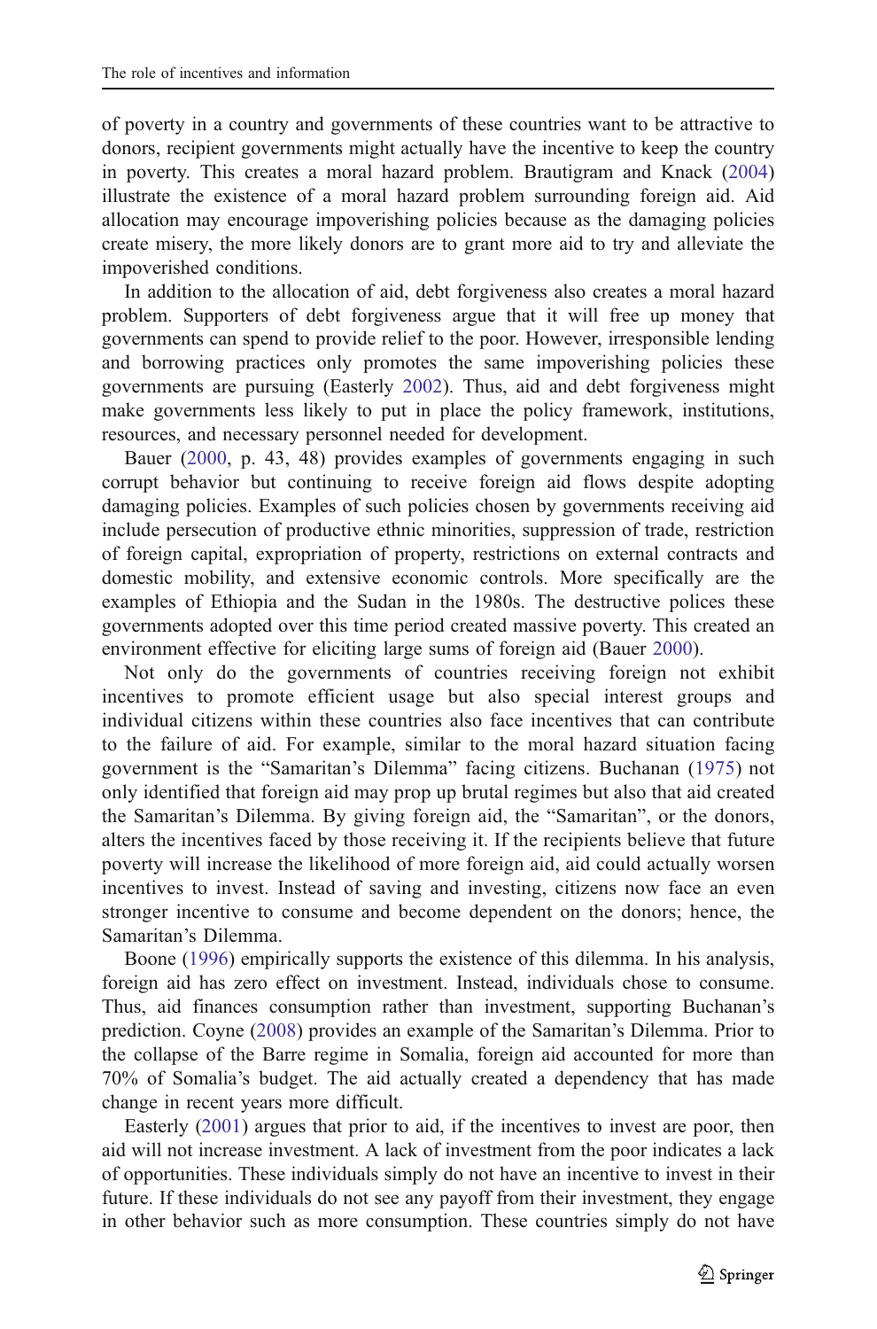of poverty in a country and governments of these countries want to be attractive to donors, recipient governments might actually have the incentive to keep the country in poverty. This creates a moral hazard problem. Brautigram and Knack (2004) illustrate the existence of a moral hazard problem surrounding foreign aid. Aid allocation may encourage impoverishing policies because as the damaging policies create misery, the more likely donors are to grant more aid to try and alleviate the impoverished conditions.

In addition to the allocation of aid, debt forgiveness also creates a moral hazard problem. Supporters of debt forgiveness argue that it will free up money that governments can spend to provide relief to the poor. However, irresponsible lending and borrowing practices only promotes the same impoverishing policies these governments are pursuing (Easterly 2002). Thus, aid and debt forgiveness might make governments less likely to put in place the policy framework, institutions, resources, and necessary personnel needed for development.

Bauer (2000, p. 43, 48) provides examples of governments engaging in such corrupt behavior but continuing to receive foreign aid flows despite adopting damaging policies. Examples of such policies chosen by governments receiving aid include persecution of productive ethnic minorities, suppression of trade, restriction of foreign capital, expropriation of property, restrictions on external contracts and domestic mobility, and extensive economic controls. More specifically are the examples of Ethiopia and the Sudan in the 1980s. The destructive polices these governments adopted over this time period created massive poverty. This created an environment effective for eliciting large sums of foreign aid (Bauer 2000).

Not only do the governments of countries receiving foreign not exhibit incentives to promote efficient usage but also special interest groups and individual citizens within these countries also face incentives that can contribute to the failure of aid. For example, similar to the moral hazard situation facing government is the "Samaritan's Dilemma" facing citizens. Buchanan (1975) not only identified that foreign aid may prop up brutal regimes but also that aid created the Samaritan's Dilemma. By giving foreign aid, the "Samaritan", or the donors, alters the incentives faced by those receiving it. If the recipients believe that future poverty will increase the likelihood of more foreign aid, aid could actually worsen incentives to invest. Instead of saving and investing, citizens now face an even stronger incentive to consume and become dependent on the donors; hence, the Samaritan's Dilemma.

Boone (1996) empirically supports the existence of this dilemma. In his analysis, foreign aid has zero effect on investment. Instead, individuals chose to consume. Thus, aid finances consumption rather than investment, supporting Buchanan's prediction. Coyne (2008) provides an example of the Samaritan's Dilemma. Prior to the collapse of the Barre regime in Somalia, foreign aid accounted for more than 70% of Somalia's budget. The aid actually created a dependency that has made change in recent years more difficult.

Easterly (2001) argues that prior to aid, if the incentives to invest are poor, then aid will not increase investment. A lack of investment from the poor indicates a lack of opportunities. These individuals simply do not have an incentive to invest in their future. If these individuals do not see any payoff from their investment, they engage in other behavior such as more consumption. These countries simply do not have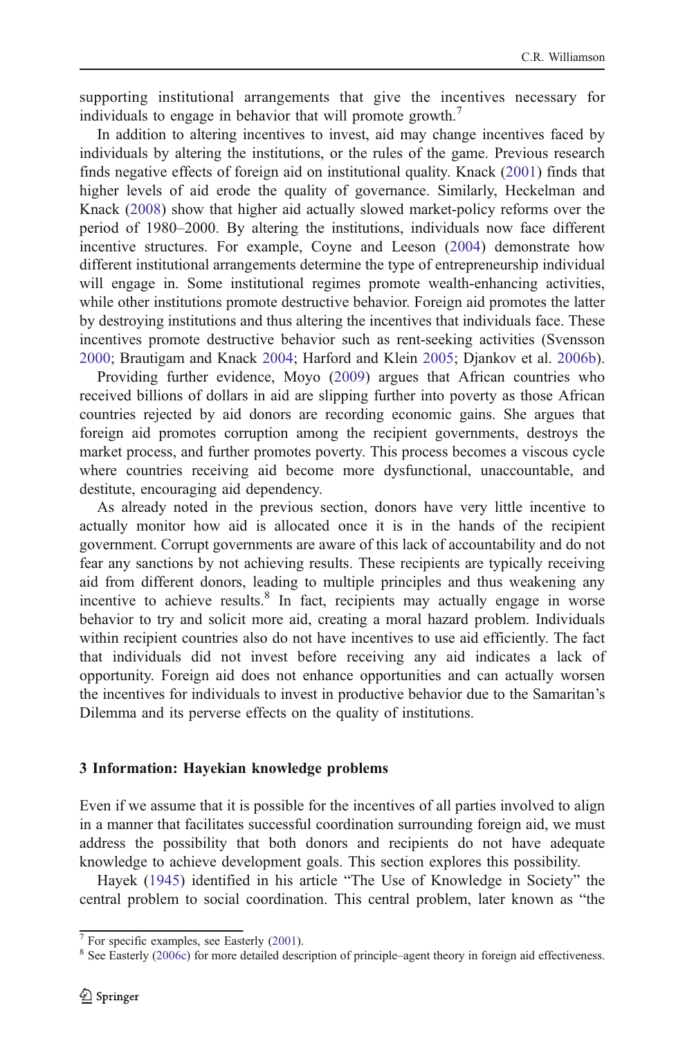supporting institutional arrangements that give the incentives necessary for individuals to engage in behavior that will promote growth.[7]

In addition to altering incentives to invest, aid may change incentives faced by individuals by altering the institutions, or the rules of the game. Previous research finds negative effects of foreign aid on institutional quality. Knack (2001) finds that higher levels of aid erode the quality of governance. Similarly, Heckelman and Knack (2008) show that higher aid actually slowed market-policy reforms over the period of 1980–2000. By altering the institutions, individuals now face different incentive structures. For example, Coyne and Leeson (2004) demonstrate how different institutional arrangements determine the type of entrepreneurship individual will engage in. Some institutional regimes promote wealth-enhancing activities, while other institutions promote destructive behavior. Foreign aid promotes the latter by destroying institutions and thus altering the incentives that individuals face. These incentives promote destructive behavior such as rent-seeking activities (Svensson 2000; Brautigam and Knack 2004; Harford and Klein 2005; Djankov et al. 2006b).

Providing further evidence, Moyo (2009) argues that African countries who received billions of dollars in aid are slipping further into poverty as those African countries rejected by aid donors are recording economic gains. She argues that foreign aid promotes corruption among the recipient governments, destroys the market process, and further promotes poverty. This process becomes a viscous cycle where countries receiving aid become more dysfunctional, unaccountable, and destitute, encouraging aid dependency.

As already noted in the previous section, donors have very little incentive to actually monitor how aid is allocated once it is in the hands of the recipient government. Corrupt governments are aware of this lack of accountability and do not fear any sanctions by not achieving results. These recipients are typically receiving aid from different donors, leading to multiple principles and thus weakening any incentive to achieve results.[8] In fact, recipients may actually engage in worse behavior to try and solicit more aid, creating a moral hazard problem. Individuals within recipient countries also do not have incentives to use aid efficiently. The fact that individuals did not invest before receiving any aid indicates a lack of opportunity. Foreign aid does not enhance opportunities and can actually worsen the incentives for individuals to invest in productive behavior due to the Samaritan's Dilemma and its perverse effects on the quality of institutions.

## 3 Information: Hayekian knowledge problems

Even if we assume that it is possible for the incentives of all parties involved to align in a manner that facilitates successful coordination surrounding foreign aid, we must address the possibility that both donors and recipients do not have adequate knowledge to achieve development goals. This section explores this possibility.

Hayek (1945) identified in his article "The Use of Knowledge in Society" the central problem to social coordination. This central problem, later known as "the

[7] For specific examples, see Easterly (2001).

[8] See Easterly (2006c) for more detailed description of principle–agent theory in foreign aid effectiveness.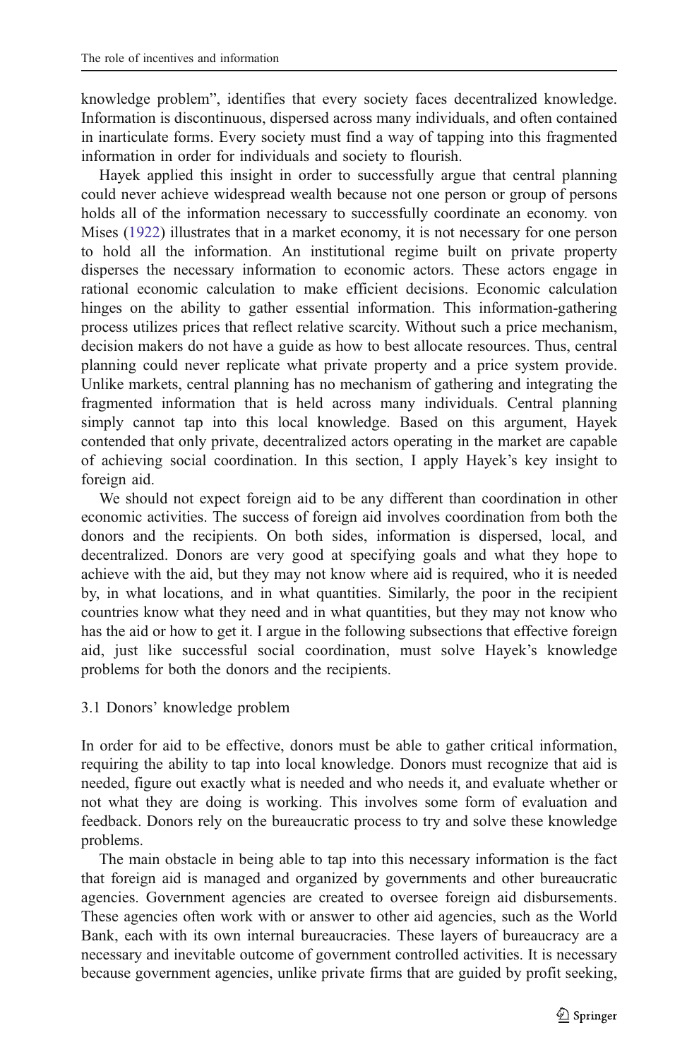knowledge problem", identifies that every society faces decentralized knowledge. Information is discontinuous, dispersed across many individuals, and often contained in inarticulate forms. Every society must find a way of tapping into this fragmented information in order for individuals and society to flourish.

Hayek applied this insight in order to successfully argue that central planning could never achieve widespread wealth because not one person or group of persons holds all of the information necessary to successfully coordinate an economy. von Mises (1922) illustrates that in a market economy, it is not necessary for one person to hold all the information. An institutional regime built on private property disperses the necessary information to economic actors. These actors engage in rational economic calculation to make efficient decisions. Economic calculation hinges on the ability to gather essential information. This information-gathering process utilizes prices that reflect relative scarcity. Without such a price mechanism, decision makers do not have a guide as how to best allocate resources. Thus, central planning could never replicate what private property and a price system provide. Unlike markets, central planning has no mechanism of gathering and integrating the fragmented information that is held across many individuals. Central planning simply cannot tap into this local knowledge. Based on this argument, Hayek contended that only private, decentralized actors operating in the market are capable of achieving social coordination. In this section, I apply Hayek's key insight to foreign aid.

We should not expect foreign aid to be any different than coordination in other economic activities. The success of foreign aid involves coordination from both the donors and the recipients. On both sides, information is dispersed, local, and decentralized. Donors are very good at specifying goals and what they hope to achieve with the aid, but they may not know where aid is required, who it is needed by, in what locations, and in what quantities. Similarly, the poor in the recipient countries know what they need and in what quantities, but they may not know who has the aid or how to get it. I argue in the following subsections that effective foreign aid, just like successful social coordination, must solve Hayek's knowledge problems for both the donors and the recipients.

### 3.1 Donors' knowledge problem

In order for aid to be effective, donors must be able to gather critical information, requiring the ability to tap into local knowledge. Donors must recognize that aid is needed, figure out exactly what is needed and who needs it, and evaluate whether or not what they are doing is working. This involves some form of evaluation and feedback. Donors rely on the bureaucratic process to try and solve these knowledge problems.

The main obstacle in being able to tap into this necessary information is the fact that foreign aid is managed and organized by governments and other bureaucratic agencies. Government agencies are created to oversee foreign aid disbursements. These agencies often work with or answer to other aid agencies, such as the World Bank, each with its own internal bureaucracies. These layers of bureaucracy are a necessary and inevitable outcome of government controlled activities. It is necessary because government agencies, unlike private firms that are guided by profit seeking,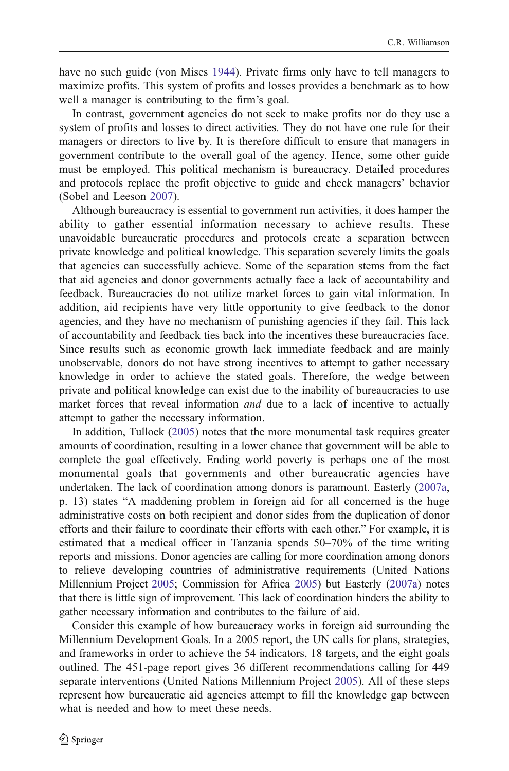have no such guide (von Mises 1944). Private firms only have to tell managers to maximize profits. This system of profits and losses provides a benchmark as to how well a manager is contributing to the firm's goal.

In contrast, government agencies do not seek to make profits nor do they use a system of profits and losses to direct activities. They do not have one rule for their managers or directors to live by. It is therefore difficult to ensure that managers in government contribute to the overall goal of the agency. Hence, some other guide must be employed. This political mechanism is bureaucracy. Detailed procedures and protocols replace the profit objective to guide and check managers' behavior (Sobel and Leeson 2007).

Although bureaucracy is essential to government run activities, it does hamper the ability to gather essential information necessary to achieve results. These unavoidable bureaucratic procedures and protocols create a separation between private knowledge and political knowledge. This separation severely limits the goals that agencies can successfully achieve. Some of the separation stems from the fact that aid agencies and donor governments actually face a lack of accountability and feedback. Bureaucracies do not utilize market forces to gain vital information. In addition, aid recipients have very little opportunity to give feedback to the donor agencies, and they have no mechanism of punishing agencies if they fail. This lack of accountability and feedback ties back into the incentives these bureaucracies face. Since results such as economic growth lack immediate feedback and are mainly unobservable, donors do not have strong incentives to attempt to gather necessary knowledge in order to achieve the stated goals. Therefore, the wedge between private and political knowledge can exist due to the inability of bureaucracies to use market forces that reveal information *and* due to a lack of incentive to actually attempt to gather the necessary information.

In addition, Tullock (2005) notes that the more monumental task requires greater amounts of coordination, resulting in a lower chance that government will be able to complete the goal effectively. Ending world poverty is perhaps one of the most monumental goals that governments and other bureaucratic agencies have undertaken. The lack of coordination among donors is paramount. Easterly (2007a, p. 13) states "A maddening problem in foreign aid for all concerned is the huge administrative costs on both recipient and donor sides from the duplication of donor efforts and their failure to coordinate their efforts with each other." For example, it is estimated that a medical officer in Tanzania spends 50–70% of the time writing reports and missions. Donor agencies are calling for more coordination among donors to relieve developing countries of administrative requirements (United Nations Millennium Project 2005; Commission for Africa 2005) but Easterly (2007a) notes that there is little sign of improvement. This lack of coordination hinders the ability to gather necessary information and contributes to the failure of aid.

Consider this example of how bureaucracy works in foreign aid surrounding the Millennium Development Goals. In a 2005 report, the UN calls for plans, strategies, and frameworks in order to achieve the 54 indicators, 18 targets, and the eight goals outlined. The 451-page report gives 36 different recommendations calling for 449 separate interventions (United Nations Millennium Project 2005). All of these steps represent how bureaucratic aid agencies attempt to fill the knowledge gap between what is needed and how to meet these needs.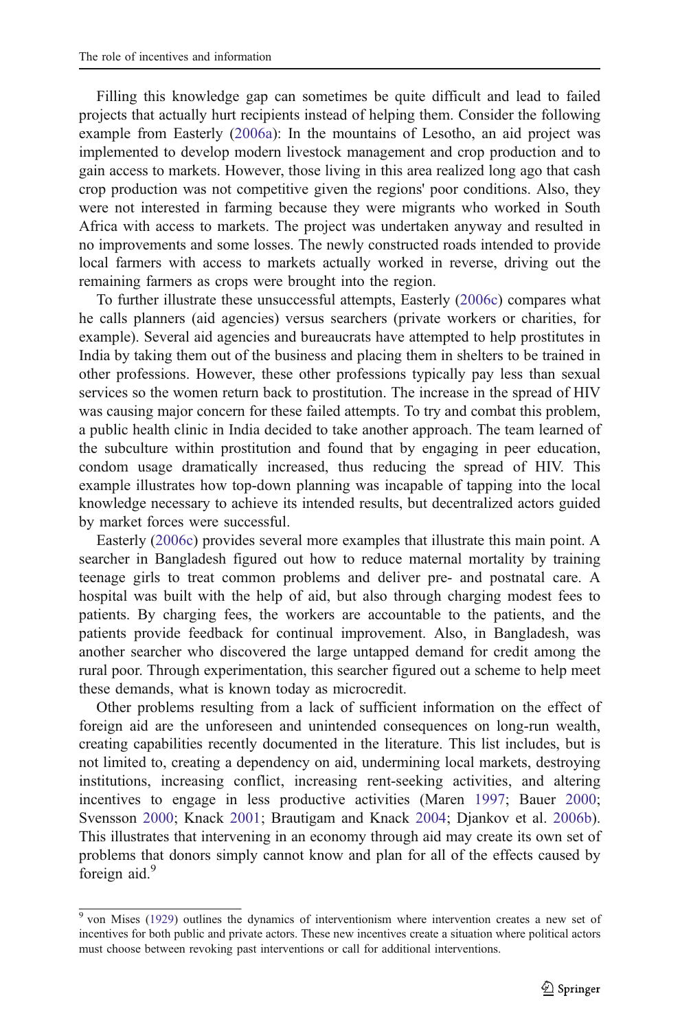Filling this knowledge gap can sometimes be quite difficult and lead to failed projects that actually hurt recipients instead of helping them. Consider the following example from Easterly (2006a): In the mountains of Lesotho, an aid project was implemented to develop modern livestock management and crop production and to gain access to markets. However, those living in this area realized long ago that cash crop production was not competitive given the regions' poor conditions. Also, they were not interested in farming because they were migrants who worked in South Africa with access to markets. The project was undertaken anyway and resulted in no improvements and some losses. The newly constructed roads intended to provide local farmers with access to markets actually worked in reverse, driving out the remaining farmers as crops were brought into the region.

To further illustrate these unsuccessful attempts, Easterly (2006c) compares what he calls planners (aid agencies) versus searchers (private workers or charities, for example). Several aid agencies and bureaucrats have attempted to help prostitutes in India by taking them out of the business and placing them in shelters to be trained in other professions. However, these other professions typically pay less than sexual services so the women return back to prostitution. The increase in the spread of HIV was causing major concern for these failed attempts. To try and combat this problem, a public health clinic in India decided to take another approach. The team learned of the subculture within prostitution and found that by engaging in peer education, condom usage dramatically increased, thus reducing the spread of HIV. This example illustrates how top-down planning was incapable of tapping into the local knowledge necessary to achieve its intended results, but decentralized actors guided by market forces were successful.

Easterly (2006c) provides several more examples that illustrate this main point. A searcher in Bangladesh figured out how to reduce maternal mortality by training teenage girls to treat common problems and deliver pre- and postnatal care. A hospital was built with the help of aid, but also through charging modest fees to patients. By charging fees, the workers are accountable to the patients, and the patients provide feedback for continual improvement. Also, in Bangladesh, was another searcher who discovered the large untapped demand for credit among the rural poor. Through experimentation, this searcher figured out a scheme to help meet these demands, what is known today as microcredit.

Other problems resulting from a lack of sufficient information on the effect of foreign aid are the unforeseen and unintended consequences on long-run wealth, creating capabilities recently documented in the literature. This list includes, but is not limited to, creating a dependency on aid, undermining local markets, destroying institutions, increasing conflict, increasing rent-seeking activities, and altering incentives to engage in less productive activities (Maren 1997; Bauer 2000; Svensson 2000; Knack 2001; Brautigam and Knack 2004; Djankov et al. 2006b). This illustrates that intervening in an economy through aid may create its own set of problems that donors simply cannot know and plan for all of the effects caused by foreign aid.[9]

[9] von Mises (1929) outlines the dynamics of interventionism where intervention creates a new set of incentives for both public and private actors. These new incentives create a situation where political actors must choose between revoking past interventions or call for additional interventions.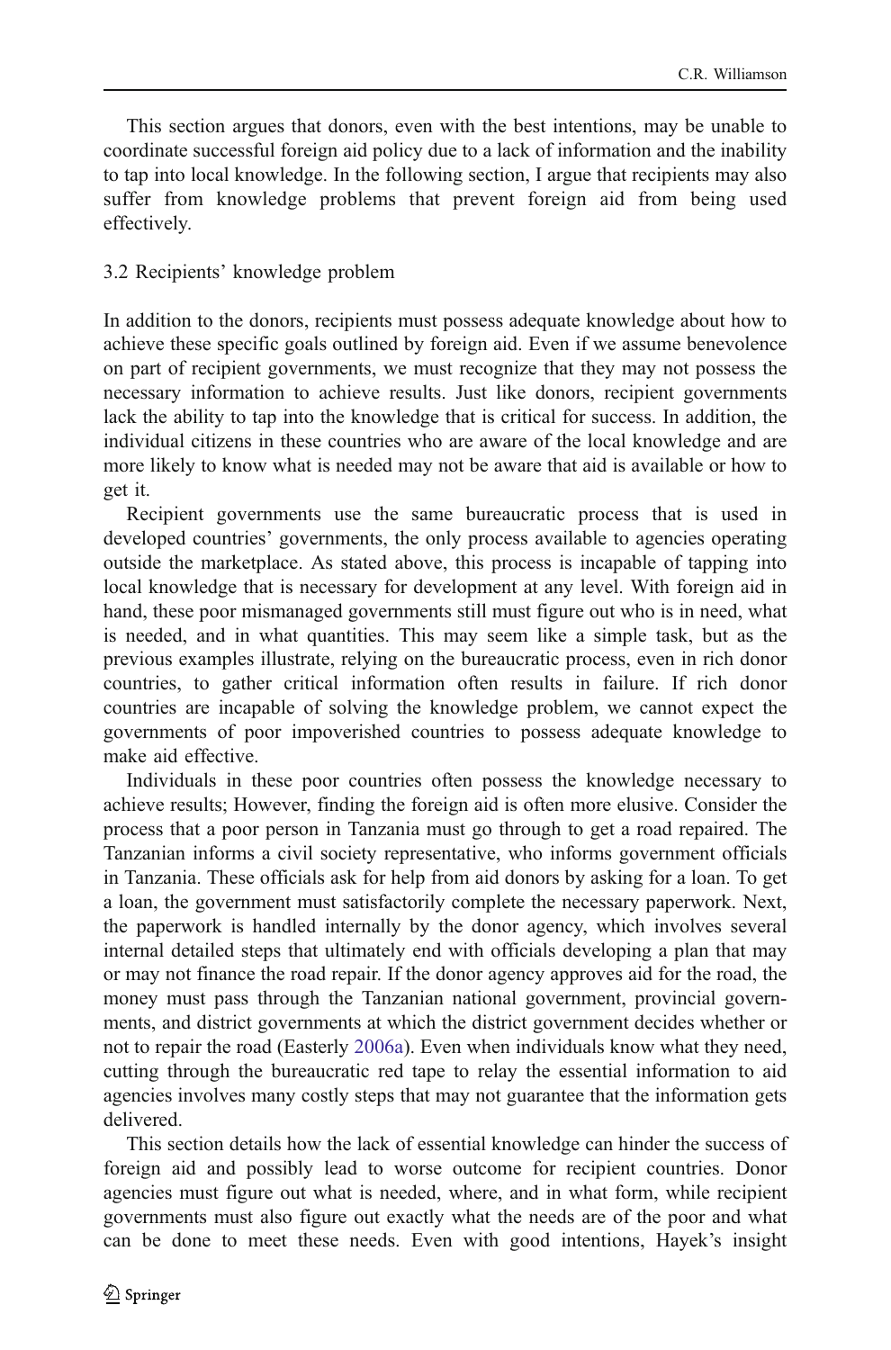This section argues that donors, even with the best intentions, may be unable to coordinate successful foreign aid policy due to a lack of information and the inability to tap into local knowledge. In the following section, I argue that recipients may also suffer from knowledge problems that prevent foreign aid from being used effectively.

### 3.2 Recipients' knowledge problem

In addition to the donors, recipients must possess adequate knowledge about how to achieve these specific goals outlined by foreign aid. Even if we assume benevolence on part of recipient governments, we must recognize that they may not possess the necessary information to achieve results. Just like donors, recipient governments lack the ability to tap into the knowledge that is critical for success. In addition, the individual citizens in these countries who are aware of the local knowledge and are more likely to know what is needed may not be aware that aid is available or how to get it.

Recipient governments use the same bureaucratic process that is used in developed countries' governments, the only process available to agencies operating outside the marketplace. As stated above, this process is incapable of tapping into local knowledge that is necessary for development at any level. With foreign aid in hand, these poor mismanaged governments still must figure out who is in need, what is needed, and in what quantities. This may seem like a simple task, but as the previous examples illustrate, relying on the bureaucratic process, even in rich donor countries, to gather critical information often results in failure. If rich donor countries are incapable of solving the knowledge problem, we cannot expect the governments of poor impoverished countries to possess adequate knowledge to make aid effective.

Individuals in these poor countries often possess the knowledge necessary to achieve results; However, finding the foreign aid is often more elusive. Consider the process that a poor person in Tanzania must go through to get a road repaired. The Tanzanian informs a civil society representative, who informs government officials in Tanzania. These officials ask for help from aid donors by asking for a loan. To get a loan, the government must satisfactorily complete the necessary paperwork. Next, the paperwork is handled internally by the donor agency, which involves several internal detailed steps that ultimately end with officials developing a plan that may or may not finance the road repair. If the donor agency approves aid for the road, the money must pass through the Tanzanian national government, provincial governments, and district governments at which the district government decides whether or not to repair the road (Easterly 2006a). Even when individuals know what they need, cutting through the bureaucratic red tape to relay the essential information to aid agencies involves many costly steps that may not guarantee that the information gets delivered.

This section details how the lack of essential knowledge can hinder the success of foreign aid and possibly lead to worse outcome for recipient countries. Donor agencies must figure out what is needed, where, and in what form, while recipient governments must also figure out exactly what the needs are of the poor and what can be done to meet these needs. Even with good intentions, Hayek's insight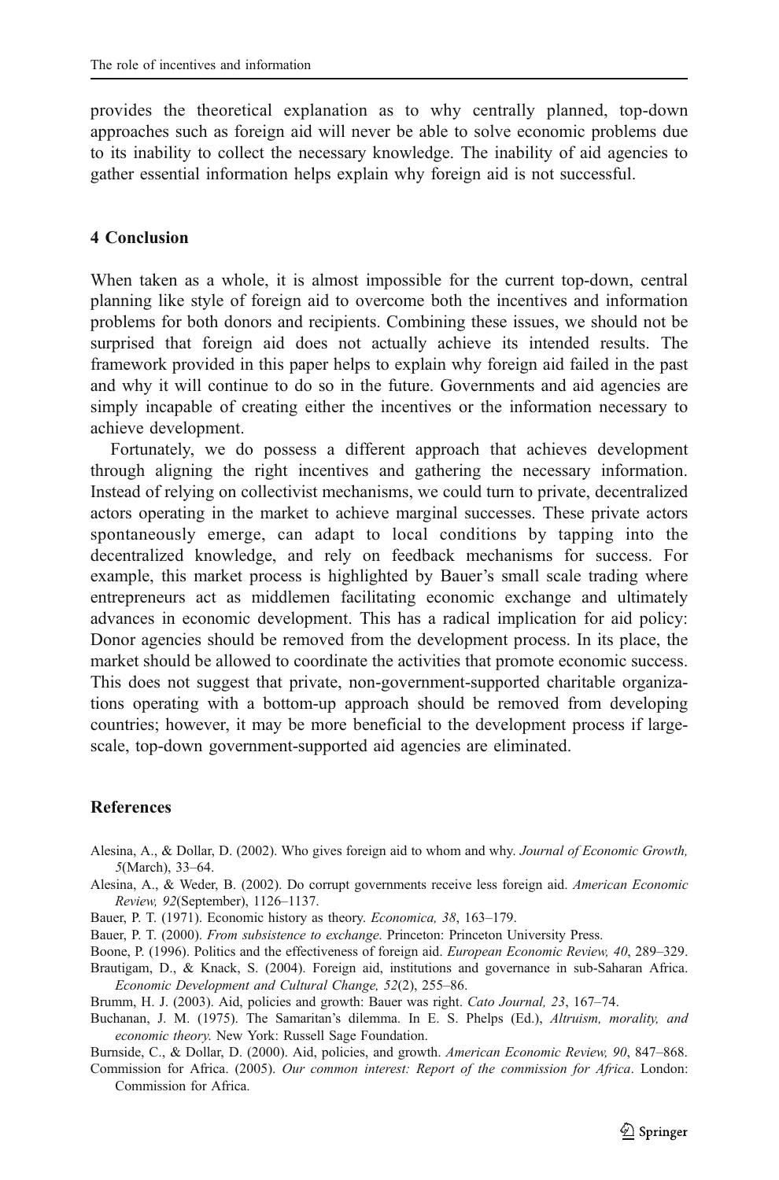provides the theoretical explanation as to why centrally planned, top-down approaches such as foreign aid will never be able to solve economic problems due to its inability to collect the necessary knowledge. The inability of aid agencies to gather essential information helps explain why foreign aid is not successful.

## 4 Conclusion

When taken as a whole, it is almost impossible for the current top-down, central planning like style of foreign aid to overcome both the incentives and information problems for both donors and recipients. Combining these issues, we should not be surprised that foreign aid does not actually achieve its intended results. The framework provided in this paper helps to explain why foreign aid failed in the past and why it will continue to do so in the future. Governments and aid agencies are simply incapable of creating either the incentives or the information necessary to achieve development.

Fortunately, we do possess a different approach that achieves development through aligning the right incentives and gathering the necessary information. Instead of relying on collectivist mechanisms, we could turn to private, decentralized actors operating in the market to achieve marginal successes. These private actors spontaneously emerge, can adapt to local conditions by tapping into the decentralized knowledge, and rely on feedback mechanisms for success. For example, this market process is highlighted by Bauer's small scale trading where entrepreneurs act as middlemen facilitating economic exchange and ultimately advances in economic development. This has a radical implication for aid policy: Donor agencies should be removed from the development process. In its place, the market should be allowed to coordinate the activities that promote economic success. This does not suggest that private, non-government-supported charitable organizations operating with a bottom-up approach should be removed from developing countries; however, it may be more beneficial to the development process if large-scale, top-down government-supported aid agencies are eliminated.

## References

Alesina, A., & Dollar, D. (2002). Who gives foreign aid to whom and why. *Journal of Economic Growth, 5*(March), 33–64.

Alesina, A., & Weder, B. (2002). Do corrupt governments receive less foreign aid. *American Economic Review, 92*(September), 1126–1137.

Bauer, P. T. (1971). Economic history as theory. *Economica, 38*, 163–179.

Bauer, P. T. (2000). *From subsistence to exchange*. Princeton: Princeton University Press.

Boone, P. (1996). Politics and the effectiveness of foreign aid. *European Economic Review, 40*, 289–329.

Brautigam, D., & Knack, S. (2004). Foreign aid, institutions and governance in sub-Saharan Africa. *Economic Development and Cultural Change, 52*(2), 255–86.

Brumm, H. J. (2003). Aid, policies and growth: Bauer was right. *Cato Journal, 23*, 167–74.

Buchanan, J. M. (1975). The Samaritan's dilemma. In E. S. Phelps (Ed.), *Altruism, morality, and economic theory*. New York: Russell Sage Foundation.

Burnside, C., & Dollar, D. (2000). Aid, policies, and growth. *American Economic Review, 90*, 847–868.

Commission for Africa. (2005). *Our common interest: Report of the commission for Africa*. London: Commission for Africa.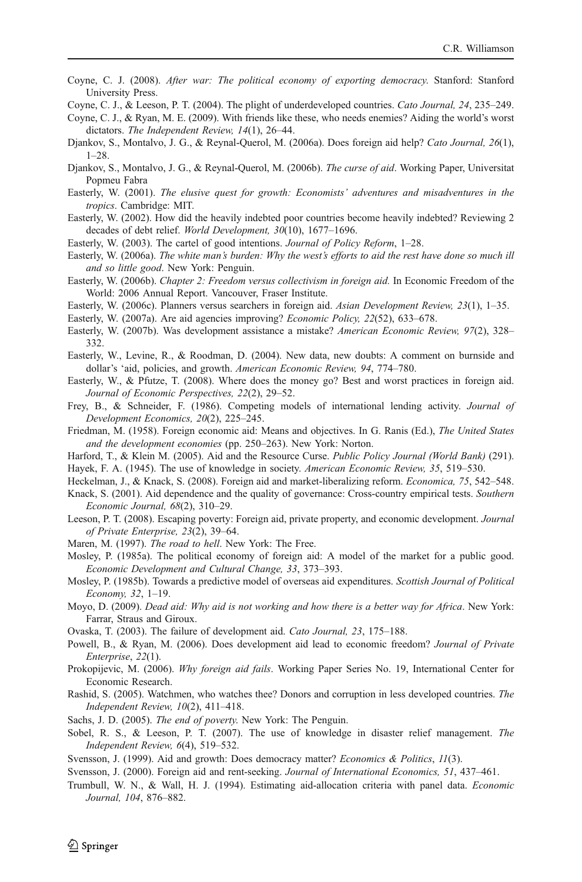Coyne, C. J. (2008). *After war: The political economy of exporting democracy*. Stanford: Stanford University Press.

Coyne, C. J., & Leeson, P. T. (2004). The plight of underdeveloped countries. *Cato Journal, 24*, 235–249.

Coyne, C. J., & Ryan, M. E. (2009). With friends like these, who needs enemies? Aiding the world's worst dictators. *The Independent Review, 14*(1), 26–44.

Djankov, S., Montalvo, J. G., & Reynal-Querol, M. (2006a). Does foreign aid help? *Cato Journal, 26*(1), 1–28.

Djankov, S., Montalvo, J. G., & Reynal-Querol, M. (2006b). *The curse of aid*. Working Paper, Universitat Popmeu Fabra

Easterly, W. (2001). *The elusive quest for growth: Economists' adventures and misadventures in the tropics*. Cambridge: MIT.

Easterly, W. (2002). How did the heavily indebted poor countries become heavily indebted? Reviewing 2 decades of debt relief. *World Development, 30*(10), 1677–1696.

Easterly, W. (2003). The cartel of good intentions. *Journal of Policy Reform*, 1–28.

Easterly, W. (2006a). *The white man's burden: Why the west's efforts to aid the rest have done so much ill and so little good*. New York: Penguin.

Easterly, W. (2006b). *Chapter 2: Freedom versus collectivism in foreign aid.* In Economic Freedom of the World: 2006 Annual Report. Vancouver, Fraser Institute.

Easterly, W. (2006c). Planners versus searchers in foreign aid. *Asian Development Review, 23*(1), 1–35.

Easterly, W. (2007a). Are aid agencies improving? *Economic Policy, 22*(52), 633–678.

Easterly, W. (2007b). Was development assistance a mistake? *American Economic Review, 97*(2), 328–332.

Easterly, W., Levine, R., & Roodman, D. (2004). New data, new doubts: A comment on burnside and dollar's 'aid, policies, and growth. *American Economic Review, 94*, 774–780.

Easterly, W., & Pfutze, T. (2008). Where does the money go? Best and worst practices in foreign aid. *Journal of Economic Perspectives, 22*(2), 29–52.

Frey, B., & Schneider, F. (1986). Competing models of international lending activity. *Journal of Development Economics, 20*(2), 225–245.

Friedman, M. (1958). Foreign economic aid: Means and objectives. In G. Ranis (Ed.), *The United States and the development economies* (pp. 250–263). New York: Norton.

Harford, T., & Klein M. (2005). Aid and the Resource Curse. *Public Policy Journal (World Bank)* (291).

Hayek, F. A. (1945). The use of knowledge in society. *American Economic Review, 35*, 519–530.

Heckelman, J., & Knack, S. (2008). Foreign aid and market-liberalizing reform. *Economica, 75*, 542–548.

Knack, S. (2001). Aid dependence and the quality of governance: Cross-country empirical tests. *Southern Economic Journal, 68*(2), 310–29.

Leeson, P. T. (2008). Escaping poverty: Foreign aid, private property, and economic development. *Journal of Private Enterprise, 23*(2), 39–64.

Maren, M. (1997). *The road to hell*. New York: The Free.

Mosley, P. (1985a). The political economy of foreign aid: A model of the market for a public good. *Economic Development and Cultural Change, 33*, 373–393.

Mosley, P. (1985b). Towards a predictive model of overseas aid expenditures. *Scottish Journal of Political Economy, 32*, 1–19.

Moyo, D. (2009). *Dead aid: Why aid is not working and how there is a better way for Africa*. New York: Farrar, Straus and Giroux.

Ovaska, T. (2003). The failure of development aid. *Cato Journal, 23*, 175–188.

Powell, B., & Ryan, M. (2006). Does development aid lead to economic freedom? *Journal of Private Enterprise*, *22*(1).

Prokopijevic, M. (2006). *Why foreign aid fails*. Working Paper Series No. 19, International Center for Economic Research.

Rashid, S. (2005). Watchmen, who watches thee? Donors and corruption in less developed countries. *The Independent Review, 10*(2), 411–418.

Sachs, J. D. (2005). *The end of poverty*. New York: The Penguin.

Sobel, R. S., & Leeson, P. T. (2007). The use of knowledge in disaster relief management. *The Independent Review, 6*(4), 519–532.

Svensson, J. (1999). Aid and growth: Does democracy matter? *Economics & Politics*, *11*(3).

Svensson, J. (2000). Foreign aid and rent-seeking. *Journal of International Economics, 51*, 437–461.

Trumbull, W. N., & Wall, H. J. (1994). Estimating aid-allocation criteria with panel data. *Economic Journal, 104*, 876–882.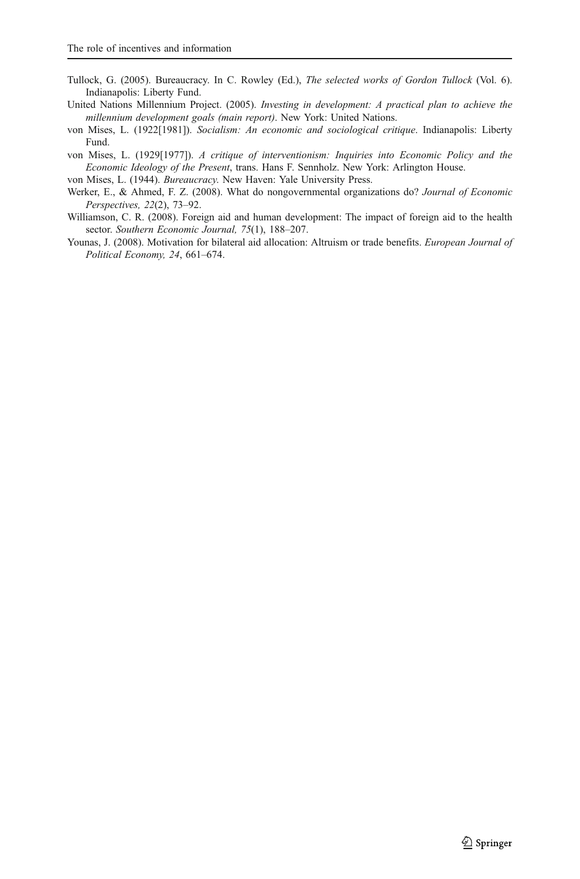Tullock, G. (2005). Bureaucracy. In C. Rowley (Ed.), *The selected works of Gordon Tullock* (Vol. 6). Indianapolis: Liberty Fund.

United Nations Millennium Project. (2005). *Investing in development: A practical plan to achieve the millennium development goals (main report)*. New York: United Nations.

von Mises, L. (1922[1981]). *Socialism: An economic and sociological critique*. Indianapolis: Liberty Fund.

von Mises, L. (1929[1977]). *A critique of interventionism: Inquiries into Economic Policy and the Economic Ideology of the Present*, trans. Hans F. Sennholz. New York: Arlington House.

von Mises, L. (1944). *Bureaucracy*. New Haven: Yale University Press.

Werker, E., & Ahmed, F. Z. (2008). What do nongovernmental organizations do? *Journal of Economic Perspectives, 22*(2), 73–92.

Williamson, C. R. (2008). Foreign aid and human development: The impact of foreign aid to the health sector. *Southern Economic Journal, 75*(1), 188–207.

Younas, J. (2008). Motivation for bilateral aid allocation: Altruism or trade benefits. *European Journal of Political Economy, 24*, 661–674.